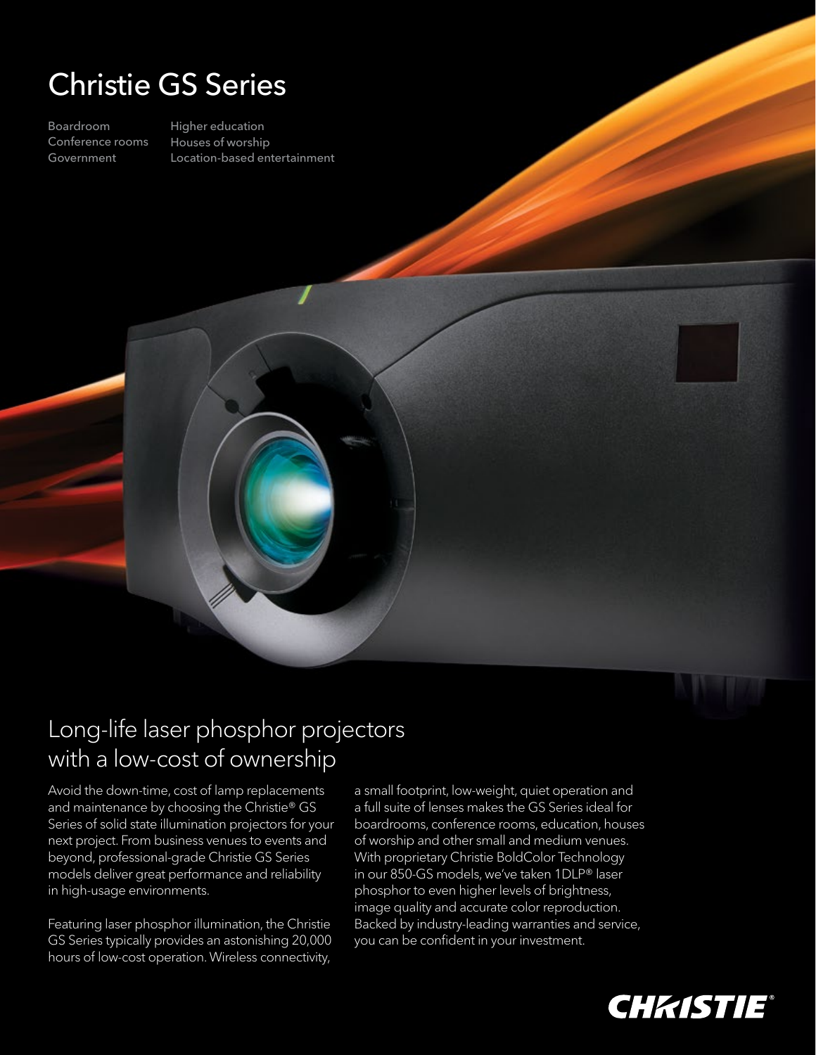# Christie GS Series

Boardroom
Conference rooms
Government

Higher education
Houses of worship
Location-based entertainment

## Long-life laser phosphor projectors with a low-cost of ownership

Avoid the down-time, cost of lamp replacements and maintenance by choosing the Christie® GS Series of solid state illumination projectors for your next project. From business venues to events and beyond, professional-grade Christie GS Series models deliver great performance and reliability in high-usage environments.

Featuring laser phosphor illumination, the Christie GS Series typically provides an astonishing 20,000 hours of low-cost operation. Wireless connectivity, a small footprint, low-weight, quiet operation and a full suite of lenses makes the GS Series ideal for boardrooms, conference rooms, education, houses of worship and other small and medium venues. With proprietary Christie BoldColor Technology in our 850-GS models, we've taken 1DLP® laser phosphor to even higher levels of brightness, image quality and accurate color reproduction. Backed by industry-leading warranties and service, you can be confident in your investment.

CHRISTIE®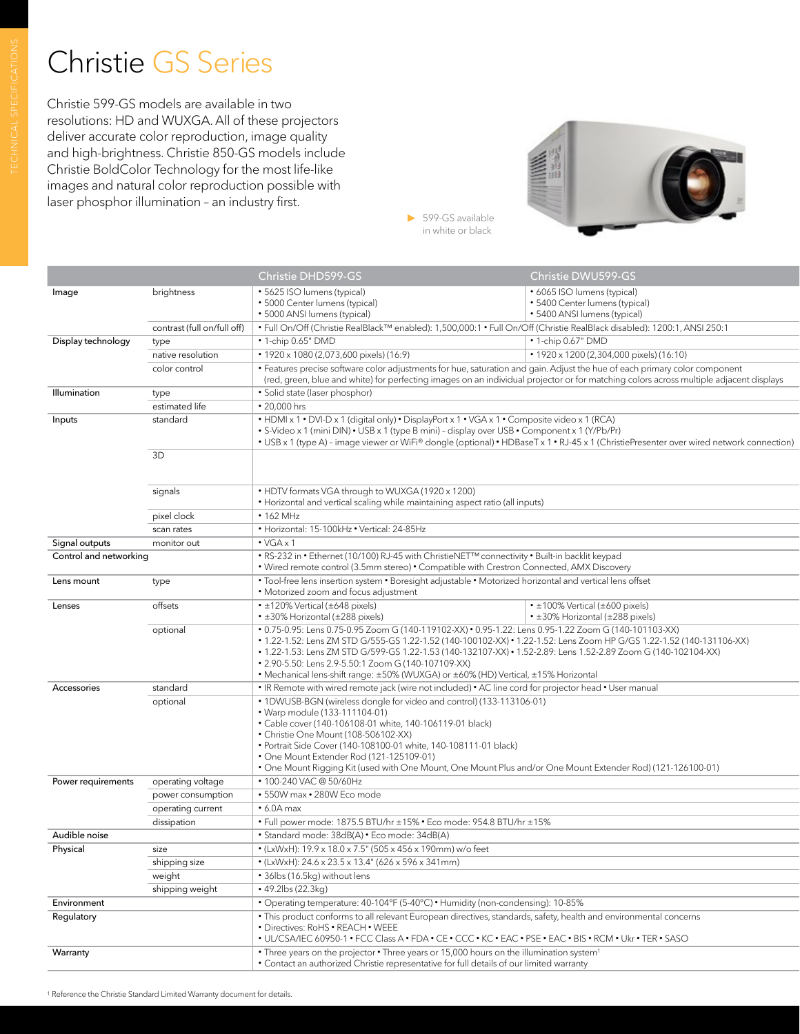# Christie GS Series

Christie 599-GS models are available in two resolutions: HD and WUXGA. All of these projectors deliver accurate color reproduction, image quality and high-brightness. Christie 850-GS models include Christie BoldColor Technology for the most life-like images and natural color reproduction possible with laser phosphor illumination – an industry first.

599-GS available in white or black

| | | Christie DHD599-GS | Christie DWU599-GS |
|---|---|---|---|
| Image | brightness | • 5625 ISO lumens (typical)<br>• 5000 Center lumens (typical)<br>• 5000 ANSI lumens (typical) | • 6065 ISO lumens (typical)<br>• 5400 Center lumens (typical)<br>• 5400 ANSI lumens (typical) |
| | contrast (full on/full off) | • Full On/Off (Christie RealBlack™ enabled): 1,500,000:1 • Full On/Off (Christie RealBlack disabled): 1200:1, ANSI 250:1 | |
| Display technology | type | • 1-chip 0.65" DMD | • 1-chip 0.67" DMD |
| | native resolution | • 1920 x 1080 (2,073,600 pixels) (16:9) | • 1920 x 1200 (2,304,000 pixels) (16:10) |
| | color control | • Features precise software color adjustments for hue, saturation and gain. Adjust the hue of each primary color component (red, green, blue and white) for perfecting images on an individual projector or for matching colors across multiple adjacent displays | |
| Illumination | type | • Solid state (laser phosphor) | |
| | estimated life | • 20,000 hrs | |
| Inputs | standard | • HDMI x 1 • DVI-D x 1 (digital only) • DisplayPort x 1 • VGA x 1 • Composite video x 1 (RCA)<br>• S-Video x 1 (mini DIN) • USB x 1 (type B mini) – display over USB • Component x 1 (Y/Pb/Pr)<br>• USB x 1 (type A) – image viewer or WiFi® dongle (optional) • HDBaseT x 1 • RJ-45 x 1 (ChristiePresenter over wired network connection) | |
| | 3D | | |
| | signals | • HDTV formats VGA through to WUXGA (1920 x 1200)<br>• Horizontal and vertical scaling while maintaining aspect ratio (all inputs) | |
| | pixel clock | • 162 MHz | |
| | scan rates | • Horizontal: 15-100kHz • Vertical: 24-85Hz | |
| Signal outputs | monitor out | • VGA x 1 | |
| Control and networking | | • RS-232 in • Ethernet (10/100) RJ-45 with ChristieNET™ connectivity • Built-in backlit keypad<br>• Wired remote control (3.5mm stereo) • Compatible with Crestron Connected, AMX Discovery | |
| Lens mount | type | • Tool-free lens insertion system • Boresight adjustable • Motorized horizontal and vertical lens offset<br>• Motorized zoom and focus adjustment | |
| Lenses | offsets | • ±120% Vertical (±648 pixels)<br>• ±30% Horizontal (±288 pixels) | • ±100% Vertical (±600 pixels)<br>• ±30% Horizontal (±288 pixels) |
| | optional | • 0.75-0.95: Lens 0.75-0.95 Zoom G (140-119102-XX) • 0.95-1.22: Lens 0.95-1.22 Zoom G (140-101103-XX)<br>• 1.22-1.52: Lens ZM STD G/555-GS 1.22-1.52 (140-100102-XX) • 1.22-1.52: Lens Zoom HP G/GS 1.22-1.52 (140-131106-XX)<br>• 1.22-1.53: Lens ZM STD G/599-GS 1.22-1.53 (140-132107-XX) • 1.52-2.89: Lens 1.52-2.89 Zoom G (140-102104-XX)<br>• 2.90-5.50: Lens 2.9-5.50:1 Zoom G (140-107109-XX)<br>• Mechanical lens-shift range: ±50% (WUXGA) or ±60% (HD) Vertical, ±15% Horizontal | |
| Accessories | standard | • IR Remote with wired remote jack (wire not included) • AC line cord for projector head • User manual | |
| | optional | • 1DWUSB-BGN (wireless dongle for video and control) (133-113106-01)<br>• Warp module (133-111104-01)<br>• Cable cover (140-106108-01 white, 140-106119-01 black)<br>• Christie One Mount (108-506102-XX)<br>• Portrait Side Cover (140-108100-01 white, 140-108111-01 black)<br>• One Mount Extender Rod (121-125109-01)<br>• One Mount Rigging Kit (used with One Mount, One Mount Plus and/or One Mount Extender Rod) (121-126100-01) | |
| Power requirements | operating voltage | • 100-240 VAC @ 50/60Hz | |
| | power consumption | • 550W max • 280W Eco mode | |
| | operating current | • 6.0A max | |
| | dissipation | • Full power mode: 1875.5 BTU/hr ±15% • Eco mode: 954.8 BTU/hr ±15% | |
| Audible noise | | • Standard mode: 38dB(A) • Eco mode: 34dB(A) | |
| Physical | size | • (LxWxH): 19.9 x 18.0 x 7.5" (505 x 456 x 190mm) w/o feet | |
| | shipping size | • (LxWxH): 24.6 x 23.5 x 13.4" (626 x 596 x 341mm) | |
| | weight | • 36lbs (16.5kg) without lens | |
| | shipping weight | • 49.2lbs (22.3kg) | |
| Environment | | • Operating temperature: 40-104°F (5-40°C) • Humidity (non-condensing): 10-85% | |
| Regulatory | | • This product conforms to all relevant European directives, standards, safety, health and environmental concerns<br>• Directives: RoHS • REACH • WEEE<br>• UL/CSA/IEC 60950-1 • FCC Class A • FDA • CE • CCC • KC • EAC • PSE • EAC • BIS • RCM • Ukr • TER • SASO | |
| Warranty | | • Three years on the projector • Three years or 15,000 hours on the illumination system[1]<br>• Contact an authorized Christie representative for full details of our limited warranty | |

[1] Reference the Christie Standard Limited Warranty document for details.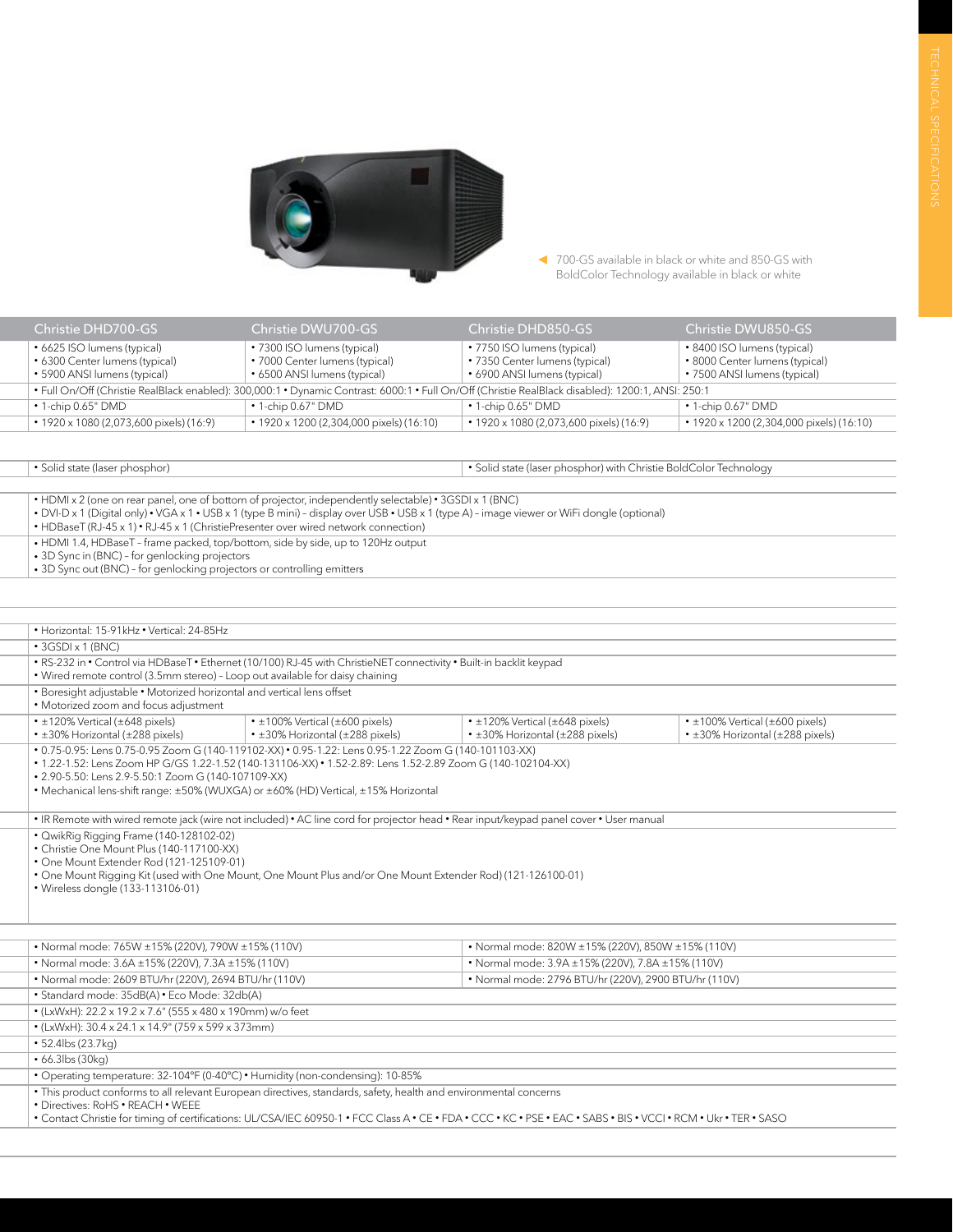700-GS available in black or white and 850-GS with BoldColor Technology available in black or white

| Christie DHD700-GS | Christie DWU700-GS | Christie DHD850-GS | Christie DWU850-GS |
|---|---|---|---|
| • 6625 ISO lumens (typical)<br>• 6300 Center lumens (typical)<br>• 5900 ANSI lumens (typical) | • 7300 ISO lumens (typical)<br>• 7000 Center lumens (typical)<br>• 6500 ANSI lumens (typical) | • 7750 ISO lumens (typical)<br>• 7350 Center lumens (typical)<br>• 6900 ANSI lumens (typical) | • 8400 ISO lumens (typical)<br>• 8000 Center lumens (typical)<br>• 7500 ANSI lumens (typical) |
| • Full On/Off (Christie RealBlack enabled): 300,000:1 • Dynamic Contrast: 6000:1 • Full On/Off (Christie RealBlack disabled): 1200:1, ANSI: 250:1 | | | |
| • 1-chip 0.65" DMD | • 1-chip 0.67" DMD | • 1-chip 0.65" DMD | • 1-chip 0.67" DMD |
| • 1920 x 1080 (2,073,600 pixels) (16:9) | • 1920 x 1200 (2,304,000 pixels) (16:10) | • 1920 x 1080 (2,073,600 pixels) (16:9) | • 1920 x 1200 (2,304,000 pixels) (16:10) |
| • Solid state (laser phosphor) | | • Solid state (laser phosphor) with Christie BoldColor Technology | |
| • HDMI x 2 (one on rear panel, one of bottom of projector, independently selectable) • 3GSDI x 1 (BNC)<br>• DVI-D x 1 (Digital only) • VGA x 1 • USB x 1 (type B mini) – display over USB • USB x 1 (type A) – image viewer or WiFi dongle (optional)<br>• HDBaseT (RJ-45 x 1) • RJ-45 x 1 (ChristiePresenter over wired network connection) | | | |
| • HDMI 1.4, HDBaseT – frame packed, top/bottom, side by side, up to 120Hz output<br>• 3D Sync in (BNC) – for genlocking projectors<br>• 3D Sync out (BNC) – for genlocking projectors or controlling emitters | | | |
| • Horizontal: 15-91kHz • Vertical: 24-85Hz | | | |
| • 3GSDI x 1 (BNC) | | | |
| • RS-232 in • Control via HDBaseT • Ethernet (10/100) RJ-45 with ChristieNET connectivity • Built-in backlit keypad<br>• Wired remote control (3.5mm stereo) – Loop out available for daisy chaining | | | |
| • Boresight adjustable • Motorized horizontal and vertical lens offset<br>• Motorized zoom and focus adjustment | | | |
| • ±120% Vertical (±648 pixels)<br>• ±30% Horizontal (±288 pixels) | • ±100% Vertical (±600 pixels)<br>• ±30% Horizontal (±288 pixels) | • ±120% Vertical (±648 pixels)<br>• ±30% Horizontal (±288 pixels) | • ±100% Vertical (±600 pixels)<br>• ±30% Horizontal (±288 pixels) |
| • 0.75-0.95: Lens 0.75-0.95 Zoom G (140-119102-XX) • 0.95-1.22: Lens 0.95-1.22 Zoom G (140-101103-XX)<br>• 1.22-1.52: Lens Zoom HP G/GS 1.22-1.52 (140-131106-XX) • 1.52-2.89: Lens 1.52-2.89 Zoom G (140-102104-XX)<br>• 2.90-5.50: Lens 2.9-5.50:1 Zoom G (140-107109-XX)<br>• Mechanical lens-shift range: ±50% (WUXGA) or ±60% (HD) Vertical, ±15% Horizontal | | | |
| • IR Remote with wired remote jack (wire not included) • AC line cord for projector head • Rear input/keypad panel cover • User manual | | | |
| • QwikRig Rigging Frame (140-128102-02)<br>• Christie One Mount Plus (140-117100-XX)<br>• One Mount Extender Rod (121-125109-01)<br>• One Mount Rigging Kit (used with One Mount, One Mount Plus and/or One Mount Extender Rod) (121-126100-01)<br>• Wireless dongle (133-113106-01) | | | |
| • Normal mode: 765W ±15% (220V), 790W ±15% (110V) | | • Normal mode: 820W ±15% (220V), 850W ±15% (110V) | |
| • Normal mode: 3.6A ±15% (220V), 7.3A ±15% (110V) | | • Normal mode: 3.9A ±15% (220V), 7.8A ±15% (110V) | |
| • Normal mode: 2609 BTU/hr (220V), 2694 BTU/hr (110V) | | • Normal mode: 2796 BTU/hr (220V), 2900 BTU/hr (110V) | |
| • Standard mode: 35dB(A) • Eco Mode: 32db(A) | | | |
| • (LxWxH): 22.2 x 19.2 x 7.6" (555 x 480 x 190mm) w/o feet | | | |
| • (LxWxH): 30.4 x 24.1 x 14.9" (759 x 599 x 373mm) | | | |
| • 52.4lbs (23.7kg) | | | |
| • 66.3lbs (30kg) | | | |
| • Operating temperature: 32-104°F (0-40°C) • Humidity (non-condensing): 10-85% | | | |
| • This product conforms to all relevant European directives, standards, safety, health and environmental concerns<br>• Directives: RoHS • REACH • WEEE<br>• Contact Christie for timing of certifications: UL/CSA/IEC 60950-1 • FCC Class A • CE • FDA • CCC • KC • PSE • EAC • SABS • BIS • VCCI • RCM • Ukr • TER • SASO | | | |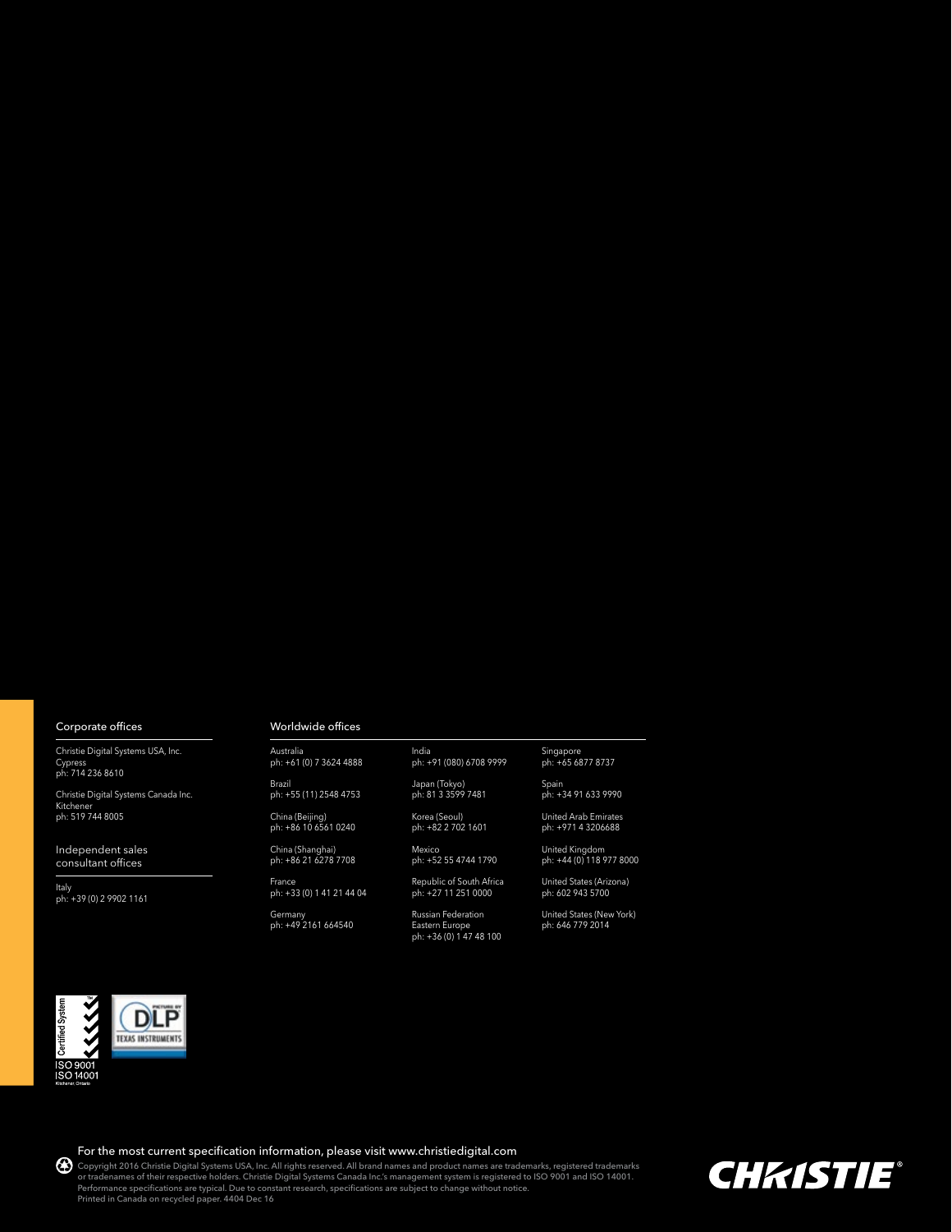## Corporate offices

Christie Digital Systems USA, Inc.
Cypress
ph: 714 236 8610

Christie Digital Systems Canada Inc.
Kitchener
ph: 519 744 8005

## Independent sales consultant offices

Italy
ph: +39 (0) 2 9902 1161

## Worldwide offices

Australia
ph: +61 (0) 7 3624 4888

Brazil
ph: +55 (11) 2548 4753

China (Beijing)
ph: +86 10 6561 0240

China (Shanghai)
ph: +86 21 6278 7708

France
ph: +33 (0) 1 41 21 44 04

Germany
ph: +49 2161 664540

India
ph: +91 (080) 6708 9999

Japan (Tokyo)
ph: 81 3 3599 7481

Korea (Seoul)
ph: +82 2 702 1601

Mexico
ph: +52 55 4744 1790

Republic of South Africa
ph: +27 11 251 0000

Russian Federation
Eastern Europe
ph: +36 (0) 1 47 48 100

Singapore
ph: +65 6877 8737

Spain
ph: +34 91 633 9990

United Arab Emirates
ph: +971 4 3206688

United Kingdom
ph: +44 (0) 118 977 8000

United States (Arizona)
ph: 602 943 5700

United States (New York)
ph: 646 779 2014

Certified System
ISO 9001
ISO 14001
Kitchener, Ontario

DLP
TEXAS INSTRUMENTS

For the most current specification information, please visit www.christiedigital.com

Copyright 2016 Christie Digital Systems USA, Inc. All rights reserved. All brand names and product names are trademarks, registered trademarks or tradenames of their respective holders. Christie Digital Systems Canada Inc.'s management system is registered to ISO 9001 and ISO 14001. Performance specifications are typical. Due to constant research, specifications are subject to change without notice.
Printed in Canada on recycled paper. 4404 Dec 16

CHRISTIE®